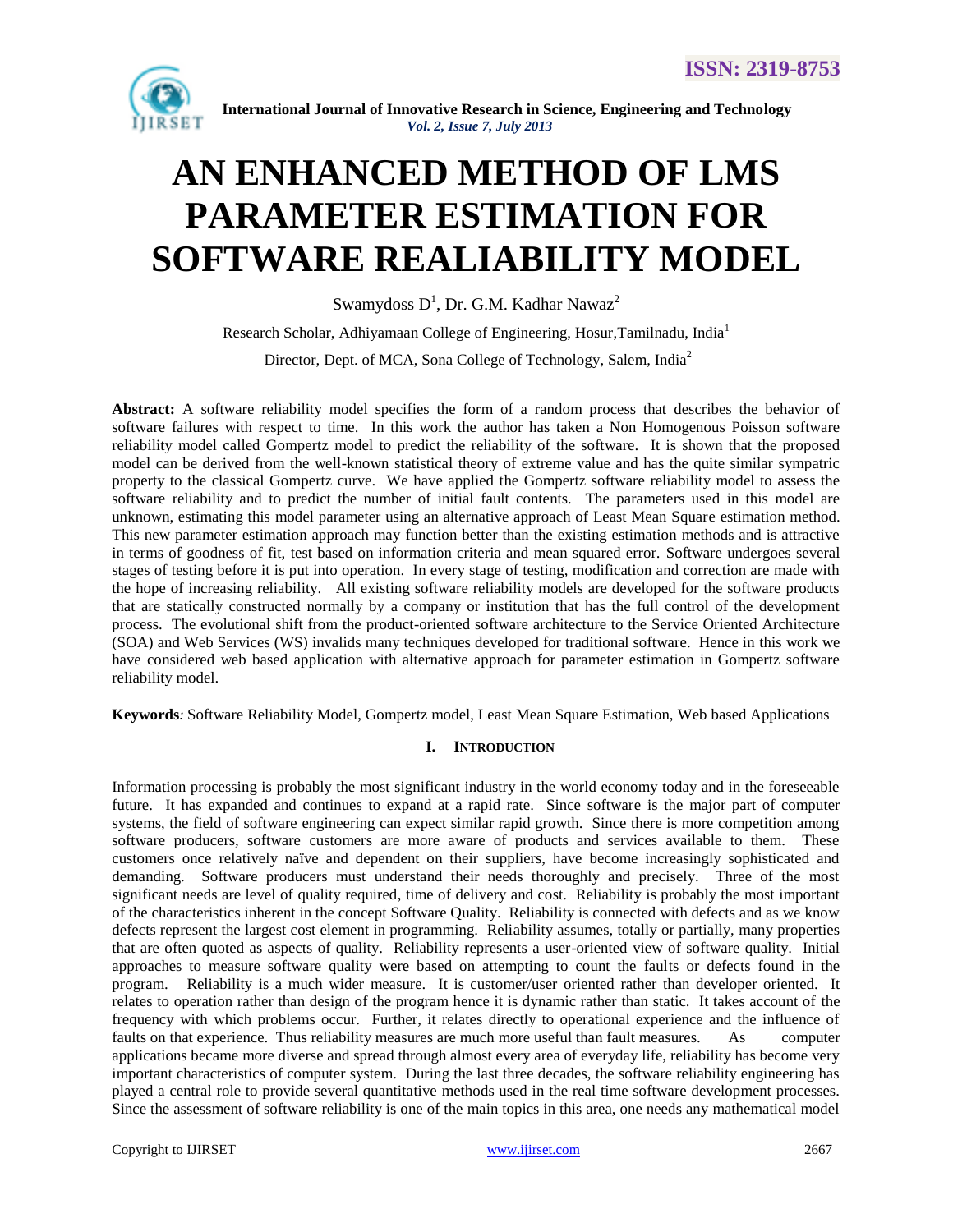# AN ENHANCED METHOD OF LMS PARAMETER ESTIMATION FOR SOFTWARE REALIABILITY MODEL

Swamydoss D[1], Dr. G.M. Kadhar Nawaz[2]

Research Scholar, Adhiyamaan College of Engineering, Hosur,Tamilnadu, India[1]

Director, Dept. of MCA, Sona College of Technology, Salem, India[2]

**Abstract:** A software reliability model specifies the form of a random process that describes the behavior of software failures with respect to time. In this work the author has taken a Non Homogenous Poisson software reliability model called Gompertz model to predict the reliability of the software. It is shown that the proposed model can be derived from the well-known statistical theory of extreme value and has the quite similar sympatric property to the classical Gompertz curve. We have applied the Gompertz software reliability model to assess the software reliability and to predict the number of initial fault contents. The parameters used in this model are unknown, estimating this model parameter using an alternative approach of Least Mean Square estimation method. This new parameter estimation approach may function better than the existing estimation methods and is attractive in terms of goodness of fit, test based on information criteria and mean squared error. Software undergoes several stages of testing before it is put into operation. In every stage of testing, modification and correction are made with the hope of increasing reliability. All existing software reliability models are developed for the software products that are statically constructed normally by a company or institution that has the full control of the development process. The evolutional shift from the product-oriented software architecture to the Service Oriented Architecture (SOA) and Web Services (WS) invalids many techniques developed for traditional software. Hence in this work we have considered web based application with alternative approach for parameter estimation in Gompertz software reliability model.

**Keywords***:* Software Reliability Model, Gompertz model, Least Mean Square Estimation, Web based Applications

## I. INTRODUCTION

Information processing is probably the most significant industry in the world economy today and in the foreseeable future. It has expanded and continues to expand at a rapid rate. Since software is the major part of computer systems, the field of software engineering can expect similar rapid growth. Since there is more competition among software producers, software customers are more aware of products and services available to them. These customers once relatively naïve and dependent on their suppliers, have become increasingly sophisticated and demanding. Software producers must understand their needs thoroughly and precisely. Three of the most significant needs are level of quality required, time of delivery and cost. Reliability is probably the most important of the characteristics inherent in the concept Software Quality. Reliability is connected with defects and as we know defects represent the largest cost element in programming. Reliability assumes, totally or partially, many properties that are often quoted as aspects of quality. Reliability represents a user-oriented view of software quality. Initial approaches to measure software quality were based on attempting to count the faults or defects found in the program. Reliability is a much wider measure. It is customer/user oriented rather than developer oriented. It relates to operation rather than design of the program hence it is dynamic rather than static. It takes account of the frequency with which problems occur. Further, it relates directly to operational experience and the influence of faults on that experience. Thus reliability measures are much more useful than fault measures. As computer applications became more diverse and spread through almost every area of everyday life, reliability has become very important characteristics of computer system. During the last three decades, the software reliability engineering has played a central role to provide several quantitative methods used in the real time software development processes. Since the assessment of software reliability is one of the main topics in this area, one needs any mathematical model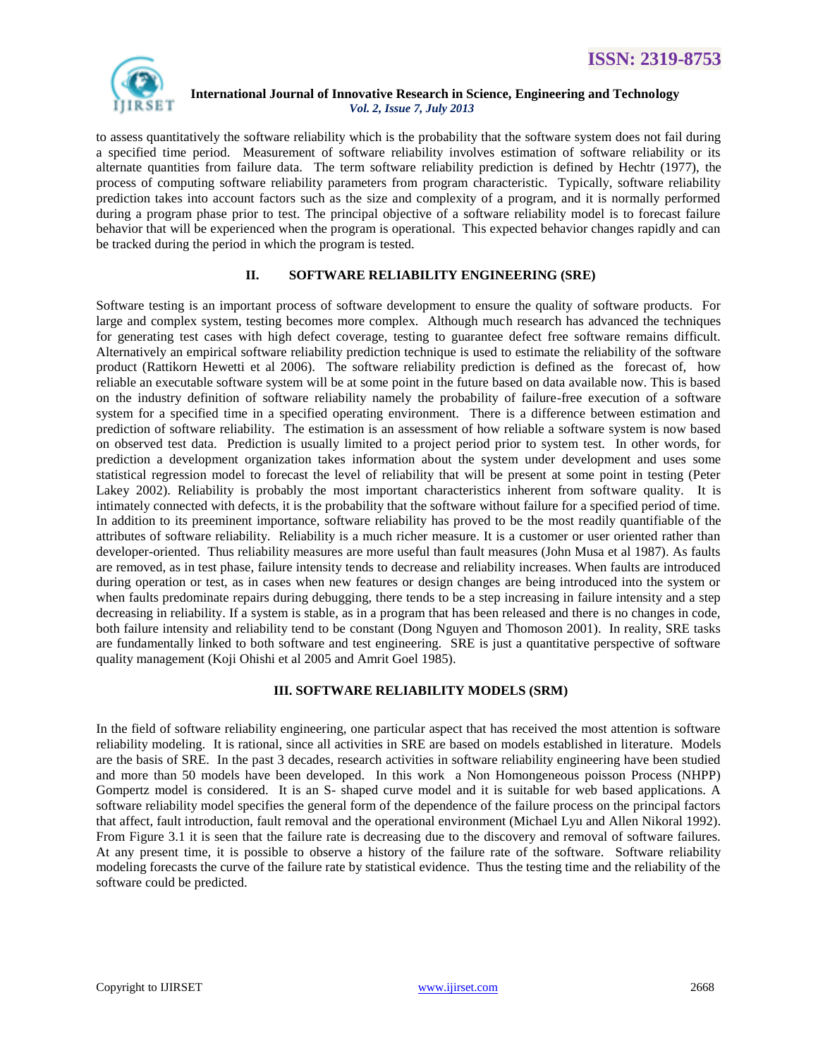to assess quantitatively the software reliability which is the probability that the software system does not fail during a specified time period. Measurement of software reliability involves estimation of software reliability or its alternate quantities from failure data. The term software reliability prediction is defined by Hechtr (1977), the process of computing software reliability parameters from program characteristic. Typically, software reliability prediction takes into account factors such as the size and complexity of a program, and it is normally performed during a program phase prior to test. The principal objective of a software reliability model is to forecast failure behavior that will be experienced when the program is operational. This expected behavior changes rapidly and can be tracked during the period in which the program is tested.

## II. SOFTWARE RELIABILITY ENGINEERING (SRE)

Software testing is an important process of software development to ensure the quality of software products. For large and complex system, testing becomes more complex. Although much research has advanced the techniques for generating test cases with high defect coverage, testing to guarantee defect free software remains difficult. Alternatively an empirical software reliability prediction technique is used to estimate the reliability of the software product (Rattikorn Hewetti et al 2006). The software reliability prediction is defined as the forecast of, how reliable an executable software system will be at some point in the future based on data available now. This is based on the industry definition of software reliability namely the probability of failure-free execution of a software system for a specified time in a specified operating environment. There is a difference between estimation and prediction of software reliability. The estimation is an assessment of how reliable a software system is now based on observed test data. Prediction is usually limited to a project period prior to system test. In other words, for prediction a development organization takes information about the system under development and uses some statistical regression model to forecast the level of reliability that will be present at some point in testing (Peter Lakey 2002). Reliability is probably the most important characteristics inherent from software quality. It is intimately connected with defects, it is the probability that the software without failure for a specified period of time. In addition to its preeminent importance, software reliability has proved to be the most readily quantifiable of the attributes of software reliability. Reliability is a much richer measure. It is a customer or user oriented rather than developer-oriented. Thus reliability measures are more useful than fault measures (John Musa et al 1987). As faults are removed, as in test phase, failure intensity tends to decrease and reliability increases. When faults are introduced during operation or test, as in cases when new features or design changes are being introduced into the system or when faults predominate repairs during debugging, there tends to be a step increasing in failure intensity and a step decreasing in reliability. If a system is stable, as in a program that has been released and there is no changes in code, both failure intensity and reliability tend to be constant (Dong Nguyen and Thomoson 2001). In reality, SRE tasks are fundamentally linked to both software and test engineering. SRE is just a quantitative perspective of software quality management (Koji Ohishi et al 2005 and Amrit Goel 1985).

## III. SOFTWARE RELIABILITY MODELS (SRM)

In the field of software reliability engineering, one particular aspect that has received the most attention is software reliability modeling. It is rational, since all activities in SRE are based on models established in literature. Models are the basis of SRE. In the past 3 decades, research activities in software reliability engineering have been studied and more than 50 models have been developed. In this work a Non Homongeneous poisson Process (NHPP) Gompertz model is considered. It is an S- shaped curve model and it is suitable for web based applications. A software reliability model specifies the general form of the dependence of the failure process on the principal factors that affect, fault introduction, fault removal and the operational environment (Michael Lyu and Allen Nikoral 1992). From Figure 3.1 it is seen that the failure rate is decreasing due to the discovery and removal of software failures. At any present time, it is possible to observe a history of the failure rate of the software. Software reliability modeling forecasts the curve of the failure rate by statistical evidence. Thus the testing time and the reliability of the software could be predicted.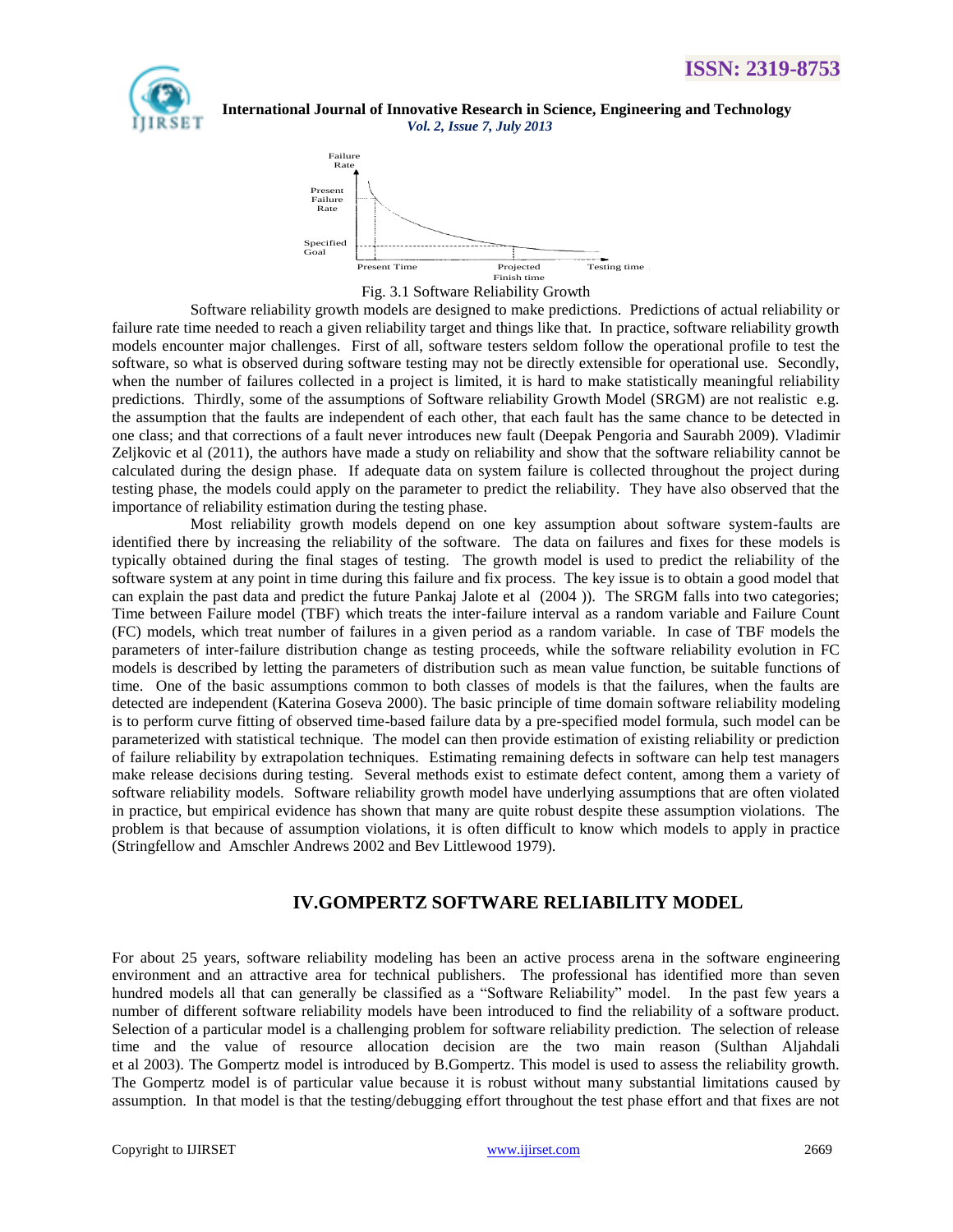Fig. 3.1 Software Reliability Growth

Software reliability growth models are designed to make predictions. Predictions of actual reliability or failure rate time needed to reach a given reliability target and things like that. In practice, software reliability growth models encounter major challenges. First of all, software testers seldom follow the operational profile to test the software, so what is observed during software testing may not be directly extensible for operational use. Secondly, when the number of failures collected in a project is limited, it is hard to make statistically meaningful reliability predictions. Thirdly, some of the assumptions of Software reliability Growth Model (SRGM) are not realistic e.g. the assumption that the faults are independent of each other, that each fault has the same chance to be detected in one class; and that corrections of a fault never introduces new fault (Deepak Pengoria and Saurabh 2009). Vladimir Zeljkovic et al (2011), the authors have made a study on reliability and show that the software reliability cannot be calculated during the design phase. If adequate data on system failure is collected throughout the project during testing phase, the models could apply on the parameter to predict the reliability. They have also observed that the importance of reliability estimation during the testing phase.

Most reliability growth models depend on one key assumption about software system-faults are identified there by increasing the reliability of the software. The data on failures and fixes for these models is typically obtained during the final stages of testing. The growth model is used to predict the reliability of the software system at any point in time during this failure and fix process. The key issue is to obtain a good model that can explain the past data and predict the future Pankaj Jalote et al (2004 )). The SRGM falls into two categories; Time between Failure model (TBF) which treats the inter-failure interval as a random variable and Failure Count (FC) models, which treat number of failures in a given period as a random variable. In case of TBF models the parameters of inter-failure distribution change as testing proceeds, while the software reliability evolution in FC models is described by letting the parameters of distribution such as mean value function, be suitable functions of time. One of the basic assumptions common to both classes of models is that the failures, when the faults are detected are independent (Katerina Goseva 2000). The basic principle of time domain software reliability modeling is to perform curve fitting of observed time-based failure data by a pre-specified model formula, such model can be parameterized with statistical technique. The model can then provide estimation of existing reliability or prediction of failure reliability by extrapolation techniques. Estimating remaining defects in software can help test managers make release decisions during testing. Several methods exist to estimate defect content, among them a variety of software reliability models. Software reliability growth model have underlying assumptions that are often violated in practice, but empirical evidence has shown that many are quite robust despite these assumption violations. The problem is that because of assumption violations, it is often difficult to know which models to apply in practice (Stringfellow and Amschler Andrews 2002 and Bev Littlewood 1979).

## IV.GOMPERTZ SOFTWARE RELIABILITY MODEL

For about 25 years, software reliability modeling has been an active process arena in the software engineering environment and an attractive area for technical publishers. The professional has identified more than seven hundred models all that can generally be classified as a "Software Reliability" model. In the past few years a number of different software reliability models have been introduced to find the reliability of a software product. Selection of a particular model is a challenging problem for software reliability prediction. The selection of release time and the value of resource allocation decision are the two main reason (Sulthan Aljahdali et al 2003). The Gompertz model is introduced by B.Gompertz. This model is used to assess the reliability growth. The Gompertz model is of particular value because it is robust without many substantial limitations caused by assumption. In that model is that the testing/debugging effort throughout the test phase effort and that fixes are not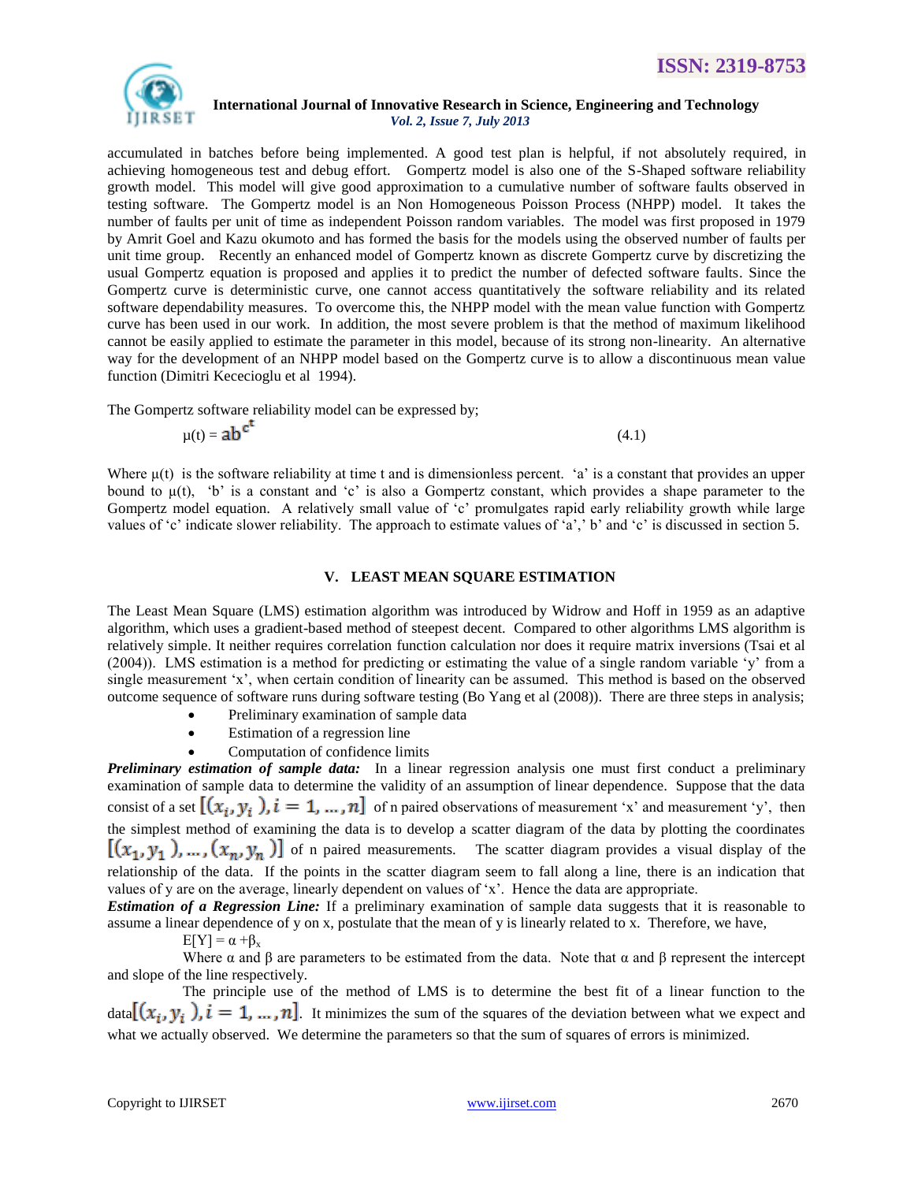accumulated in batches before being implemented. A good test plan is helpful, if not absolutely required, in achieving homogeneous test and debug effort. Gompertz model is also one of the S-Shaped software reliability growth model. This model will give good approximation to a cumulative number of software faults observed in testing software. The Gompertz model is an Non Homogeneous Poisson Process (NHPP) model. It takes the number of faults per unit of time as independent Poisson random variables. The model was first proposed in 1979 by Amrit Goel and Kazu okumoto and has formed the basis for the models using the observed number of faults per unit time group. Recently an enhanced model of Gompertz known as discrete Gompertz curve by discretizing the usual Gompertz equation is proposed and applies it to predict the number of defected software faults. Since the Gompertz curve is deterministic curve, one cannot access quantitatively the software reliability and its related software dependability measures. To overcome this, the NHPP model with the mean value function with Gompertz curve has been used in our work. In addition, the most severe problem is that the method of maximum likelihood cannot be easily applied to estimate the parameter in this model, because of its strong non-linearity. An alternative way for the development of an NHPP model based on the Gompertz curve is to allow a discontinuous mean value function (Dimitri Kececioglu et al 1994).

The Gompertz software reliability model can be expressed by;

$$\mu(t) = ab^{c^t} \tag{4.1}$$

Where $\mu(t)$ is the software reliability at time t and is dimensionless percent. 'a' is a constant that provides an upper bound to $\mu(t)$, 'b' is a constant and 'c' is also a Gompertz constant, which provides a shape parameter to the Gompertz model equation. A relatively small value of 'c' promulgates rapid early reliability growth while large values of 'c' indicate slower reliability. The approach to estimate values of 'a',' b' and 'c' is discussed in section 5.

## V. LEAST MEAN SQUARE ESTIMATION

The Least Mean Square (LMS) estimation algorithm was introduced by Widrow and Hoff in 1959 as an adaptive algorithm, which uses a gradient-based method of steepest decent. Compared to other algorithms LMS algorithm is relatively simple. It neither requires correlation function calculation nor does it require matrix inversions (Tsai et al (2004)). LMS estimation is a method for predicting or estimating the value of a single random variable 'y' from a single measurement 'x', when certain condition of linearity can be assumed. This method is based on the observed outcome sequence of software runs during software testing (Bo Yang et al (2008)). There are three steps in analysis;

- Preliminary examination of sample data
- Estimation of a regression line
- Computation of confidence limits

***Preliminary estimation of sample data:*** In a linear regression analysis one must first conduct a preliminary examination of sample data to determine the validity of an assumption of linear dependence. Suppose that the data consist of a set $[(x_i, y_i), i = 1, \ldots, n]$ of n paired observations of measurement 'x' and measurement 'y', then the simplest method of examining the data is to develop a scatter diagram of the data by plotting the coordinates $[(x_1, y_1), \ldots, (x_n, y_n)]$ of n paired measurements. The scatter diagram provides a visual display of the relationship of the data. If the points in the scatter diagram seem to fall along a line, there is an indication that values of y are on the average, linearly dependent on values of 'x'. Hence the data are appropriate.

***Estimation of a Regression Line:*** If a preliminary examination of sample data suggests that it is reasonable to assume a linear dependence of y on x, postulate that the mean of y is linearly related to x. Therefore, we have,

$$E[Y] = \alpha + \beta_x$$

Where $\alpha$ and $\beta$ are parameters to be estimated from the data. Note that $\alpha$ and $\beta$ represent the intercept and slope of the line respectively.

The principle use of the method of LMS is to determine the best fit of a linear function to the data$[(x_i, y_i), i = 1, \ldots, n]$. It minimizes the sum of the squares of the deviation between what we expect and what we actually observed. We determine the parameters so that the sum of squares of errors is minimized.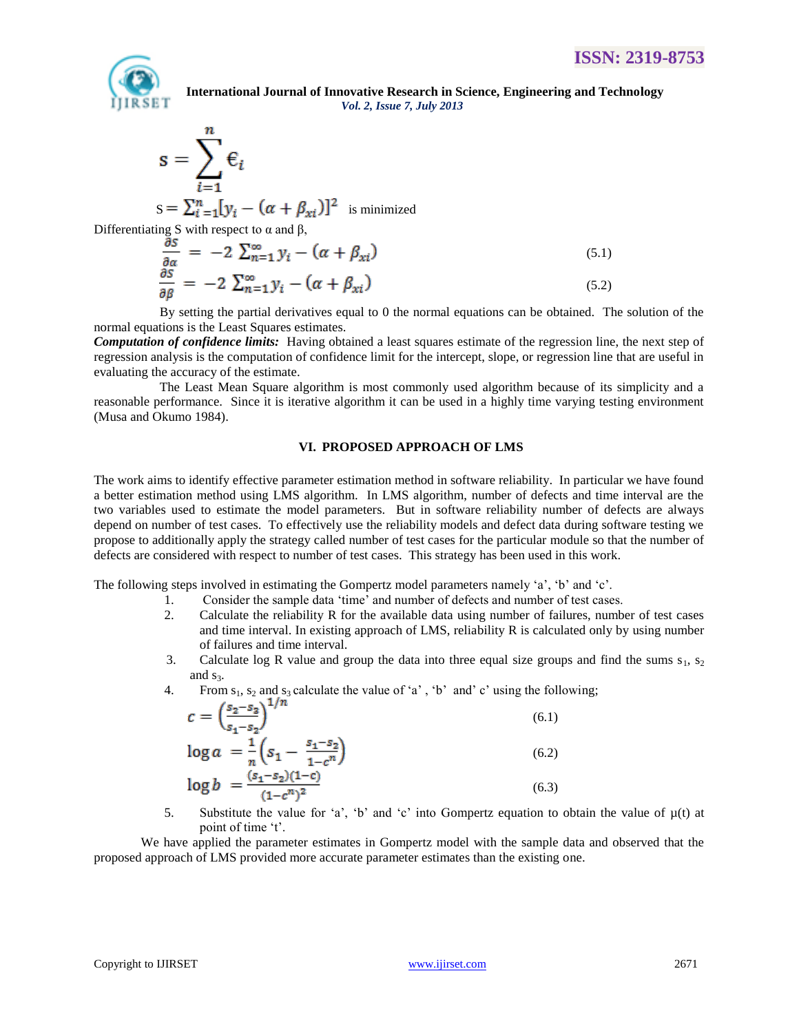$$S = \sum_{i=1}^{n} \epsilon_i$$

$$S = \sum_{i=1}^{n} [y_i - (\alpha + \beta_{xi})]^2 \quad \text{is minimized}$$

Differentiating S with respect to α and β,

$$\frac{\partial s}{\partial \alpha} = -2 \sum_{n=1}^{\infty} y_i - (\alpha + \beta_{xi}) \tag{5.1}$$

$$\frac{\partial s}{\partial \beta} = -2 \sum_{n=1}^{\infty} y_i - (\alpha + \beta_{xi}) \tag{5.2}$$

By setting the partial derivatives equal to 0 the normal equations can be obtained. The solution of the normal equations is the Least Squares estimates.

***Computation of confidence limits:*** Having obtained a least squares estimate of the regression line, the next step of regression analysis is the computation of confidence limit for the intercept, slope, or regression line that are useful in evaluating the accuracy of the estimate.

The Least Mean Square algorithm is most commonly used algorithm because of its simplicity and a reasonable performance. Since it is iterative algorithm it can be used in a highly time varying testing environment (Musa and Okumo 1984).

## VI. PROPOSED APPROACH OF LMS

The work aims to identify effective parameter estimation method in software reliability. In particular we have found a better estimation method using LMS algorithm. In LMS algorithm, number of defects and time interval are the two variables used to estimate the model parameters. But in software reliability number of defects are always depend on number of test cases. To effectively use the reliability models and defect data during software testing we propose to additionally apply the strategy called number of test cases for the particular module so that the number of defects are considered with respect to number of test cases. This strategy has been used in this work.

The following steps involved in estimating the Gompertz model parameters namely 'a', 'b' and 'c'.

1. Consider the sample data 'time' and number of defects and number of test cases.
2. Calculate the reliability R for the available data using number of failures, number of test cases and time interval. In existing approach of LMS, reliability R is calculated only by using number of failures and time interval.
3. Calculate log R value and group the data into three equal size groups and find the sums $s_1$, $s_2$ and $s_3$.
4. From $s_1$, $s_2$ and $s_3$ calculate the value of 'a' , 'b' and' c' using the following;

$$c = \left(\frac{s_2 - s_3}{s_1 - s_2}\right)^{1/n} \tag{6.1}$$

$$\log a = \frac{1}{n}\left(s_1 - \frac{s_1 - s_2}{1 - c^n}\right) \tag{6.2}$$

$$\log b = \frac{(s_1 - s_2)(1 - c)}{(1 - c^n)^2} \tag{6.3}$$

5. Substitute the value for 'a', 'b' and 'c' into Gompertz equation to obtain the value of μ(t) at point of time 't'.

We have applied the parameter estimates in Gompertz model with the sample data and observed that the proposed approach of LMS provided more accurate parameter estimates than the existing one.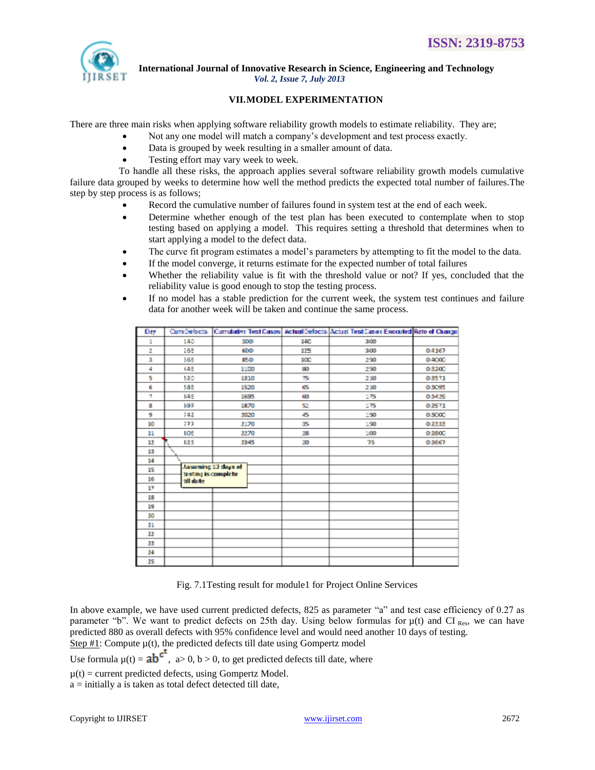## VII. MODEL EXPERIMENTATION

There are three main risks when applying software reliability growth models to estimate reliability. They are;

- Not any one model will match a company's development and test process exactly.
- Data is grouped by week resulting in a smaller amount of data.
- Testing effort may vary week to week.

To handle all these risks, the approach applies several software reliability growth models cumulative failure data grouped by weeks to determine how well the method predicts the expected total number of failures.The step by step process is as follows;

- Record the cumulative number of failures found in system test at the end of each week.
- Determine whether enough of the test plan has been executed to contemplate when to stop testing based on applying a model. This requires setting a threshold that determines when to start applying a model to the defect data.
- The curve fit program estimates a model's parameters by attempting to fit the model to the data.
- If the model converge, it returns estimate for the expected number of total failures
- Whether the reliability value is fit with the threshold value or not? If yes, concluded that the reliability value is good enough to stop the testing process.
- If no model has a stable prediction for the current week, the system test continues and failure data for another week will be taken and continue the same process.

| Day | Cum Defects | Cumulative Test Cases | Actual Defects | Actual Test Cases Executed | Rate of Change |
|---|---|---|---|---|---|
| 1 | 140 | 300 | 140 | 300 | |
| 2 | 265 | 600 | 125 | 300 | 0.4167 |
| 3 | 365 | 850 | 100 | 250 | 0.4000 |
| 4 | 445 | 1100 | 80 | 250 | 0.3200 |
| 5 | 520 | 1310 | 75 | 210 | 0.3571 |
| 6 | 585 | 1520 | 65 | 210 | 0.3095 |
| 7 | 645 | 1695 | 60 | 175 | 0.3429 |
| 8 | 697 | 1870 | 52 | 175 | 0.2971 |
| 9 | 742 | 2020 | 45 | 150 | 0.3000 |
| 10 | 777 | 2170 | 35 | 150 | 0.2333 |
| 11 | 805 | 2270 | 28 | 100 | 0.2800 |
| 12 | 825 | 2345 | 20 | 75 | 0.2667 |
| 13 | | | | | |
| 14 | | | | | |
| 15 | | | | | |
| 16 | | | | | |
| 17 | | | | | |
| 18 | | | | | |
| 19 | | | | | |
| 20 | | | | | |
| 21 | | | | | |
| 22 | | | | | |
| 23 | | | | | |
| 24 | | | | | |
| 25 | | | | | |

Assuming 12 days of testing is complete till date

Fig. 7.1Testing result for module1 for Project Online Services

In above example, we have used current predicted defects, 825 as parameter "a" and test case efficiency of 0.27 as parameter "b". We want to predict defects on 25th day. Using below formulas for $\mu(t)$ and $CI_{Res}$, we can have predicted 880 as overall defects with 95% confidence level and would need another 10 days of testing.

Step #1: Compute $\mu(t)$, the predicted defects till date using Gompertz model

Use formula $\mu(t) = ab^{c^t}$, a> 0, b > 0, to get predicted defects till date, where

$\mu(t)$ = current predicted defects, using Gompertz Model.

a = initially a is taken as total defect detected till date,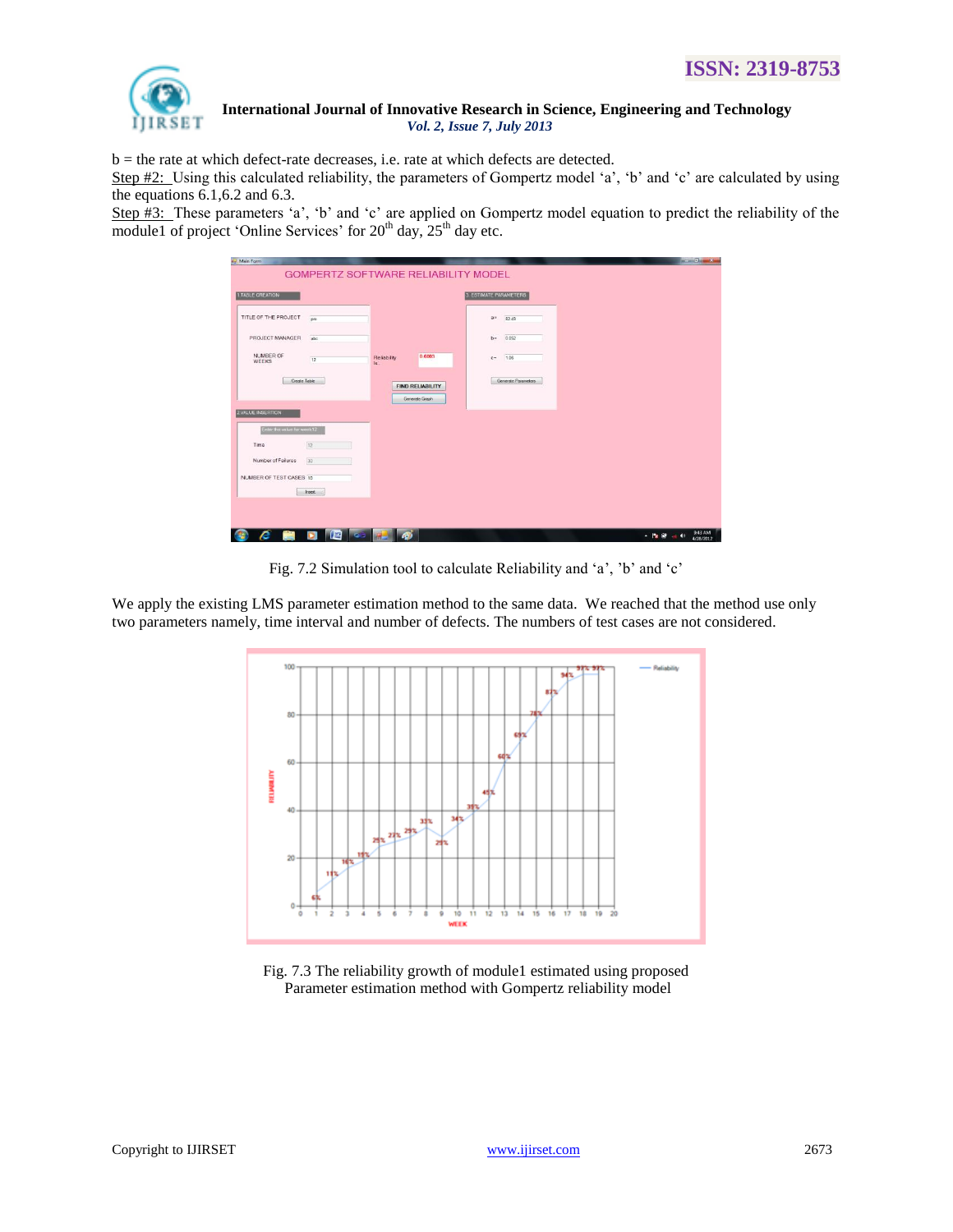b = the rate at which defect-rate decreases, i.e. rate at which defects are detected.

Step #2: Using this calculated reliability, the parameters of Gompertz model 'a', 'b' and 'c' are calculated by using the equations 6.1,6.2 and 6.3.

Step #3: These parameters 'a', 'b' and 'c' are applied on Gompertz model equation to predict the reliability of the module1 of project 'Online Services' for 20$^{th}$ day, 25$^{th}$ day etc.

Fig. 7.2 Simulation tool to calculate Reliability and 'a', 'b' and 'c'

We apply the existing LMS parameter estimation method to the same data. We reached that the method use only two parameters namely, time interval and number of defects. The numbers of test cases are not considered.

Fig. 7.3 The reliability growth of module1 estimated using proposed Parameter estimation method with Gompertz reliability model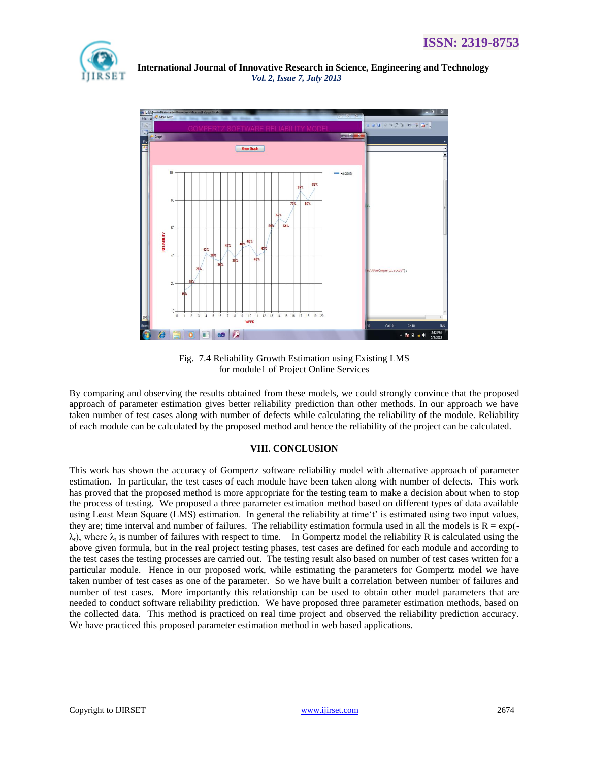Fig. 7.4 Reliability Growth Estimation using Existing LMS for module1 of Project Online Services

By comparing and observing the results obtained from these models, we could strongly convince that the proposed approach of parameter estimation gives better reliability prediction than other methods. In our approach we have taken number of test cases along with number of defects while calculating the reliability of the module. Reliability of each module can be calculated by the proposed method and hence the reliability of the project can be calculated.

## VIII. CONCLUSION

This work has shown the accuracy of Gompertz software reliability model with alternative approach of parameter estimation. In particular, the test cases of each module have been taken along with number of defects. This work has proved that the proposed method is more appropriate for the testing team to make a decision about when to stop the process of testing. We proposed a three parameter estimation method based on different types of data available using Least Mean Square (LMS) estimation. In general the reliability at time't' is estimated using two input values, they are; time interval and number of failures. The reliability estimation formula used in all the models is $R = \exp(-\lambda_t)$, where $\lambda_t$ is number of failures with respect to time. In Gompertz model the reliability R is calculated using the above given formula, but in the real project testing phases, test cases are defined for each module and according to the test cases the testing processes are carried out. The testing result also based on number of test cases written for a particular module. Hence in our proposed work, while estimating the parameters for Gompertz model we have taken number of test cases as one of the parameter. So we have built a correlation between number of failures and number of test cases. More importantly this relationship can be used to obtain other model parameters that are needed to conduct software reliability prediction. We have proposed three parameter estimation methods, based on the collected data. This method is practiced on real time project and observed the reliability prediction accuracy. We have practiced this proposed parameter estimation method in web based applications.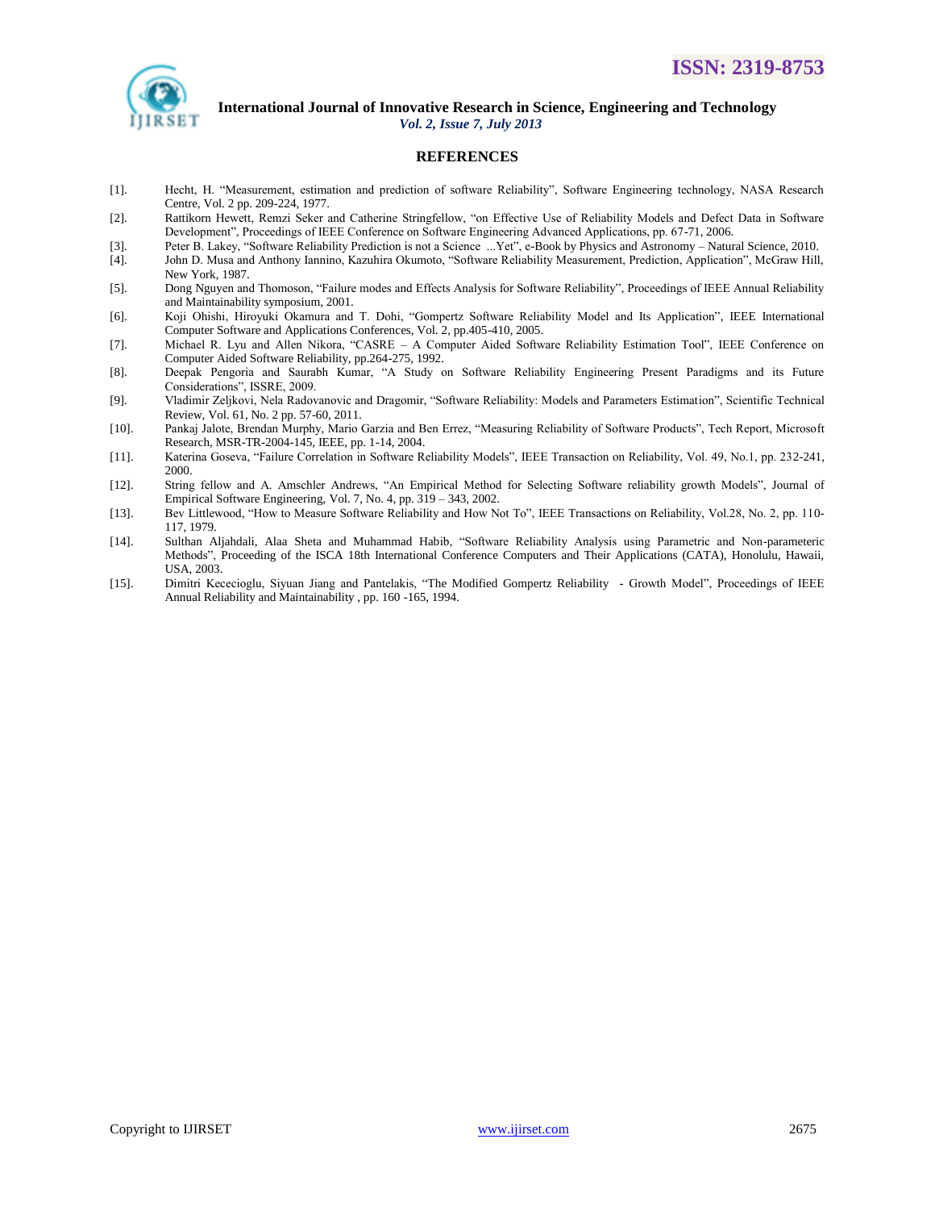## REFERENCES

[1]. Hecht, H. "Measurement, estimation and prediction of software Reliability", Software Engineering technology, NASA Research Centre, Vol. 2 pp. 209-224, 1977.

[2]. Rattikorn Hewett, Remzi Seker and Catherine Stringfellow, "on Effective Use of Reliability Models and Defect Data in Software Development", Proceedings of IEEE Conference on Software Engineering Advanced Applications, pp. 67-71, 2006.

[3]. Peter B. Lakey, "Software Reliability Prediction is not a Science ...Yet", e-Book by Physics and Astronomy – Natural Science, 2010.

[4]. John D. Musa and Anthony Iannino, Kazuhira Okumoto, "Software Reliability Measurement, Prediction, Application", McGraw Hill, New York, 1987.

[5]. Dong Nguyen and Thomoson, "Failure modes and Effects Analysis for Software Reliability", Proceedings of IEEE Annual Reliability and Maintainability symposium, 2001.

[6]. Koji Ohishi, Hiroyuki Okamura and T. Dohi, "Gompertz Software Reliability Model and Its Application", IEEE International Computer Software and Applications Conferences, Vol. 2, pp.405-410, 2005.

[7]. Michael R. Lyu and Allen Nikora, "CASRE – A Computer Aided Software Reliability Estimation Tool", IEEE Conference on Computer Aided Software Reliability, pp.264-275, 1992.

[8]. Deepak Pengoria and Saurabh Kumar, "A Study on Software Reliability Engineering Present Paradigms and its Future Considerations", ISSRE, 2009.

[9]. Vladimir Zeljkovi, Nela Radovanovic and Dragomir, "Software Reliability: Models and Parameters Estimation", Scientific Technical Review, Vol. 61, No. 2 pp. 57-60, 2011.

[10]. Pankaj Jalote, Brendan Murphy, Mario Garzia and Ben Errez, "Measuring Reliability of Software Products", Tech Report, Microsoft Research, MSR-TR-2004-145, IEEE, pp. 1-14, 2004.

[11]. Katerina Goseva, "Failure Correlation in Software Reliability Models", IEEE Transaction on Reliability, Vol. 49, No.1, pp. 232-241, 2000.

[12]. String fellow and A. Amschler Andrews, "An Empirical Method for Selecting Software reliability growth Models", Journal of Empirical Software Engineering, Vol. 7, No. 4, pp. 319 – 343, 2002.

[13]. Bev Littlewood, "How to Measure Software Reliability and How Not To", IEEE Transactions on Reliability, Vol.28, No. 2, pp. 110-117, 1979.

[14]. Sulthan Aljahdali, Alaa Sheta and Muhammad Habib, "Software Reliability Analysis using Parametric and Non-parameteric Methods", Proceeding of the ISCA 18th International Conference Computers and Their Applications (CATA), Honolulu, Hawaii, USA, 2003.

[15]. Dimitri Kececioglu, Siyuan Jiang and Pantelakis, "The Modified Gompertz Reliability - Growth Model", Proceedings of IEEE Annual Reliability and Maintainability , pp. 160 -165, 1994.